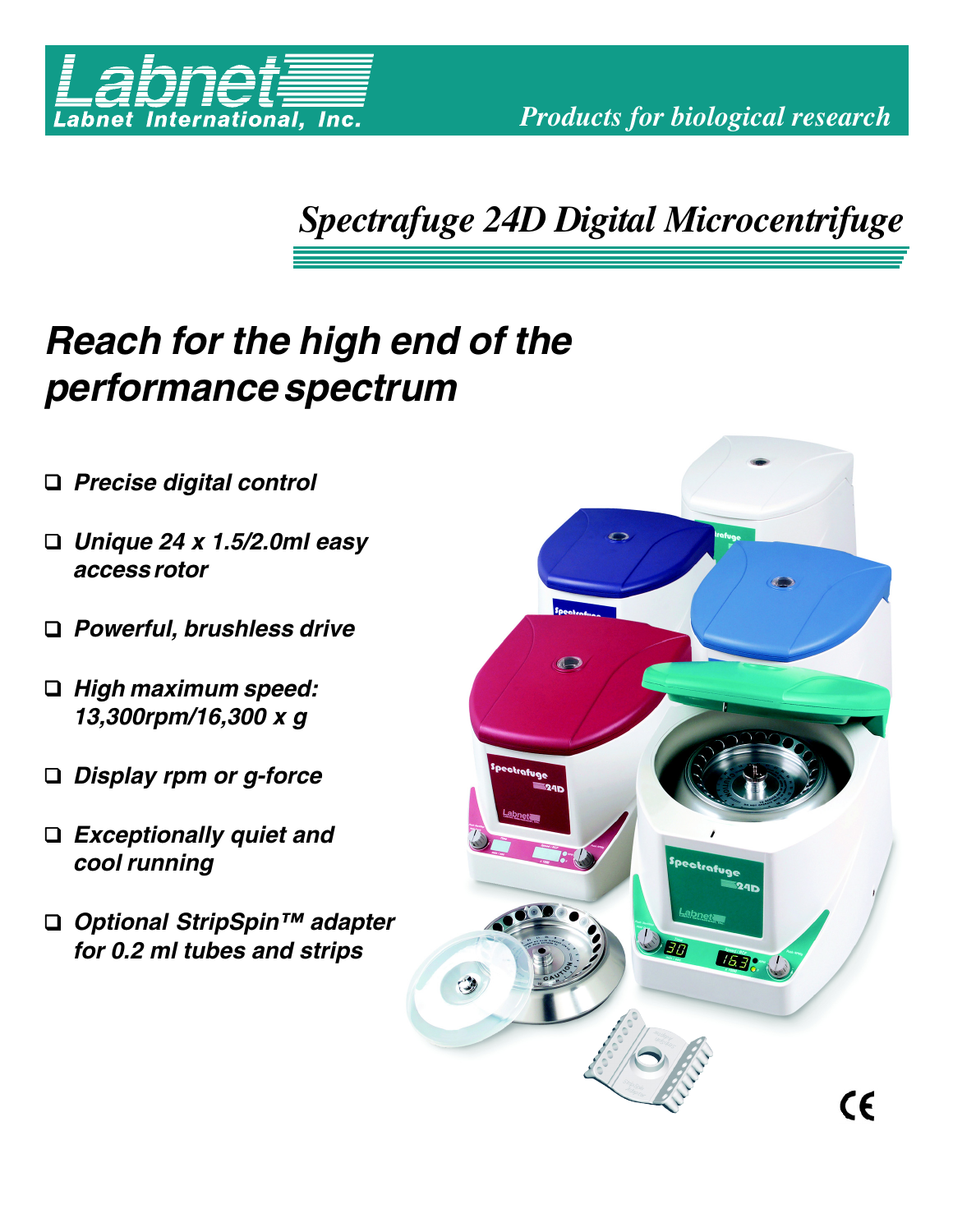Labnet

Labnet International, Inc.

*Products for biological research*

# *Spectrafuge 24D Digital Microcentrifuge*

## *Reach for the high end of the performance spectrum*

- ***Precise digital control***
- ***Unique 24 x 1.5/2.0ml easy access rotor***
- ***Powerful, brushless drive***
- ***High maximum speed: 13,300rpm/16,300 x g***
- ***Display rpm or g-force***
- ***Exceptionally quiet and cool running***
- ***Optional StripSpin™ adapter for 0.2 ml tubes and strips***

CE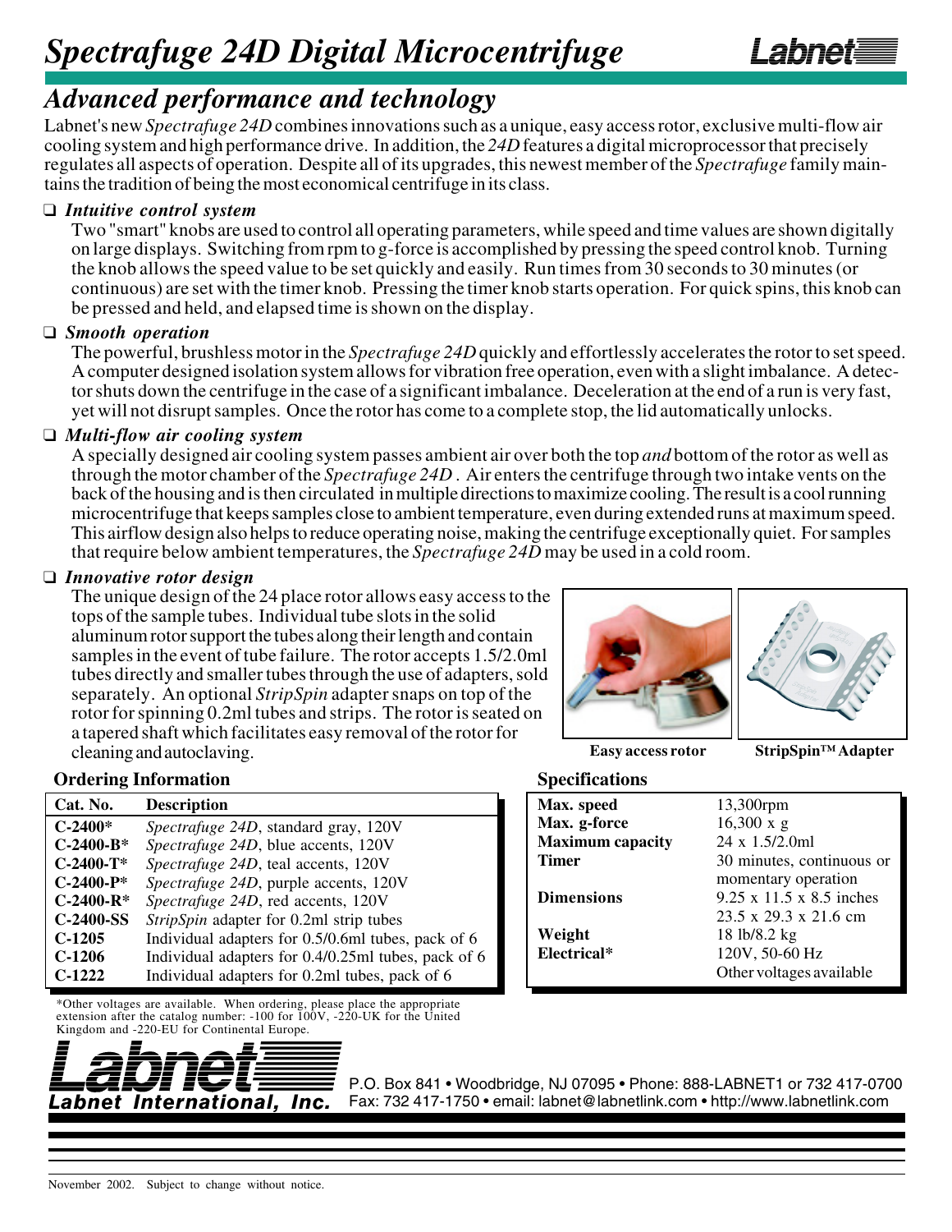# *Spectrafuge 24D Digital Microcentrifuge*

## *Advanced performance and technology*

Labnet's new *Spectrafuge 24D* combines innovations such as a unique, easy access rotor, exclusive multi-flow air cooling system and high performance drive. In addition, the *24D* features a digital microprocessor that precisely regulates all aspects of operation. Despite all of its upgrades, this newest member of the *Spectrafuge* family maintains the tradition of being the most economical centrifuge in its class.

### ❑ *Intuitive control system*

Two "smart" knobs are used to control all operating parameters, while speed and time values are shown digitally on large displays. Switching from rpm to g-force is accomplished by pressing the speed control knob. Turning the knob allows the speed value to be set quickly and easily. Run times from 30 seconds to 30 minutes (or continuous) are set with the timer knob. Pressing the timer knob starts operation. For quick spins, this knob can be pressed and held, and elapsed time is shown on the display.

### ❑ *Smooth operation*

The powerful, brushless motor in the *Spectrafuge 24D* quickly and effortlessly accelerates the rotor to set speed. A computer designed isolation system allows for vibration free operation, even with a slight imbalance. A detector shuts down the centrifuge in the case of a significant imbalance. Deceleration at the end of a run is very fast, yet will not disrupt samples. Once the rotor has come to a complete stop, the lid automatically unlocks.

### ❑ *Multi-flow air cooling system*

A specially designed air cooling system passes ambient air over both the top *and* bottom of the rotor as well as through the motor chamber of the *Spectrafuge 24D* . Air enters the centrifuge through two intake vents on the back of the housing and is then circulated in multiple directions to maximize cooling. The result is a cool running microcentrifuge that keeps samples close to ambient temperature, even during extended runs at maximum speed. This airflow design also helps to reduce operating noise, making the centrifuge exceptionally quiet. For samples that require below ambient temperatures, the *Spectrafuge 24D* may be used in a cold room.

### ❑ *Innovative rotor design*

The unique design of the 24 place rotor allows easy access to the tops of the sample tubes. Individual tube slots in the solid aluminum rotor support the tubes along their length and contain samples in the event of tube failure. The rotor accepts 1.5/2.0ml tubes directly and smaller tubes through the use of adapters, sold separately. An optional *StripSpin* adapter snaps on top of the rotor for spinning 0.2ml tubes and strips. The rotor is seated on a tapered shaft which facilitates easy removal of the rotor for cleaning and autoclaving.

**Easy access rotor**

**StripSpin™ Adapter**

### Ordering Information

| Cat. No. | Description |
|---|---|
| **C-2400*** | *Spectrafuge 24D*, standard gray, 120V |
| **C-2400-B*** | *Spectrafuge 24D*, blue accents, 120V |
| **C-2400-T*** | *Spectrafuge 24D*, teal accents, 120V |
| **C-2400-P*** | *Spectrafuge 24D*, purple accents, 120V |
| **C-2400-R*** | *Spectrafuge 24D*, red accents, 120V |
| **C-2400-SS** | *StripSpin* adapter for 0.2ml strip tubes |
| **C-1205** | Individual adapters for 0.5/0.6ml tubes, pack of 6 |
| **C-1206** | Individual adapters for 0.4/0.25ml tubes, pack of 6 |
| **C-1222** | Individual adapters for 0.2ml tubes, pack of 6 |

*Other voltages are available. When ordering, please place the appropriate extension after the catalog number: -100 for 100V, -220-UK for the United Kingdom and -220-EU for Continental Europe.

### Specifications

| | |
|---|---|
| **Max. speed** | 13,300rpm |
| **Max. g-force** | 16,300 x g |
| **Maximum capacity** | 24 x 1.5/2.0ml |
| **Timer** | 30 minutes, continuous or momentary operation |
| **Dimensions** | 9.25 x 11.5 x 8.5 inches<br>23.5 x 29.3 x 21.6 cm |
| **Weight** | 18 lb/8.2 kg |
| **Electrical*** | 120V, 50-60 Hz<br>Other voltages available |

Labnet International, Inc.

P.O. Box 841 • Woodbridge, NJ 07095 • Phone: 888-LABNET1 or 732 417-0700
Fax: 732 417-1750 • email: labnet@labnetlink.com • http://www.labnetlink.com

November 2002. Subject to change without notice.